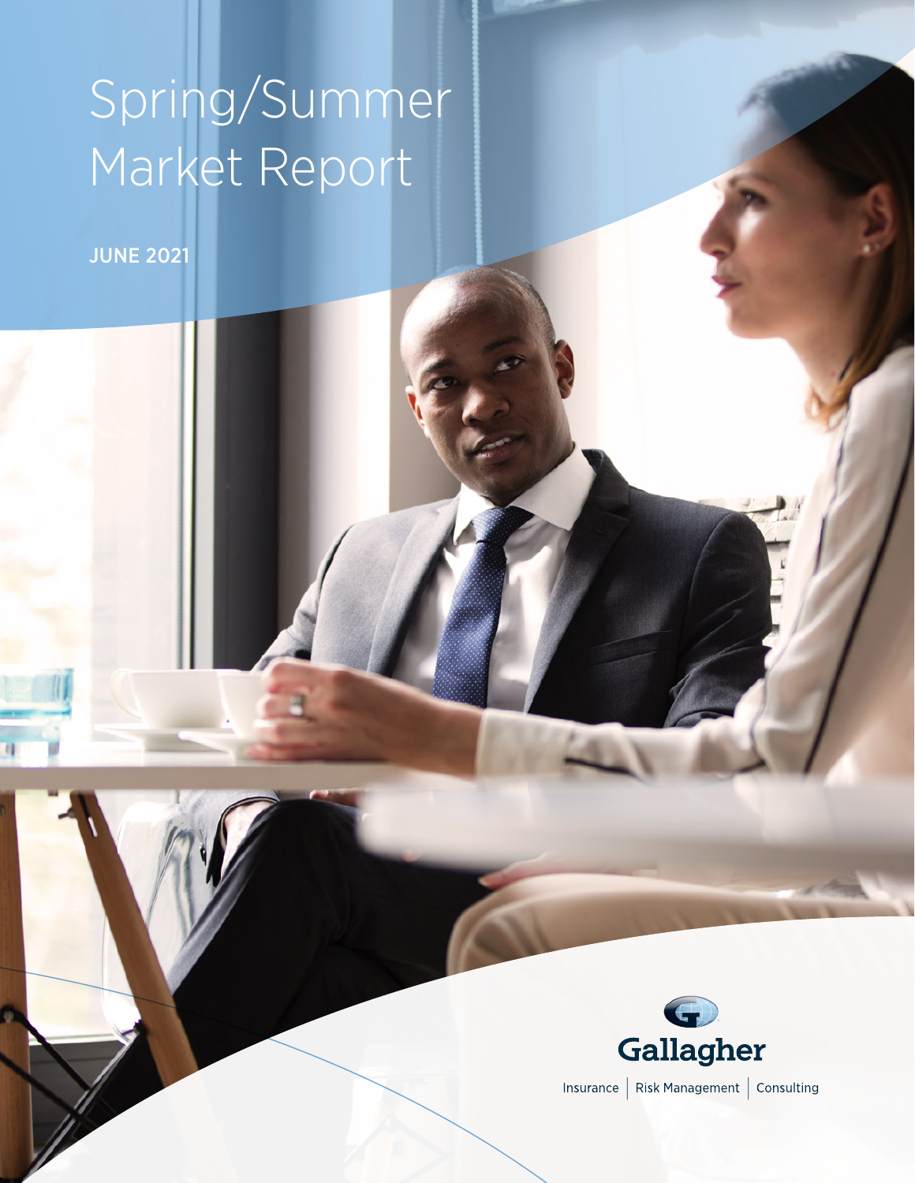# Spring/Summer Market Report

**JUNE 2021**

Gallagher

Insurance | Risk Management | Consulting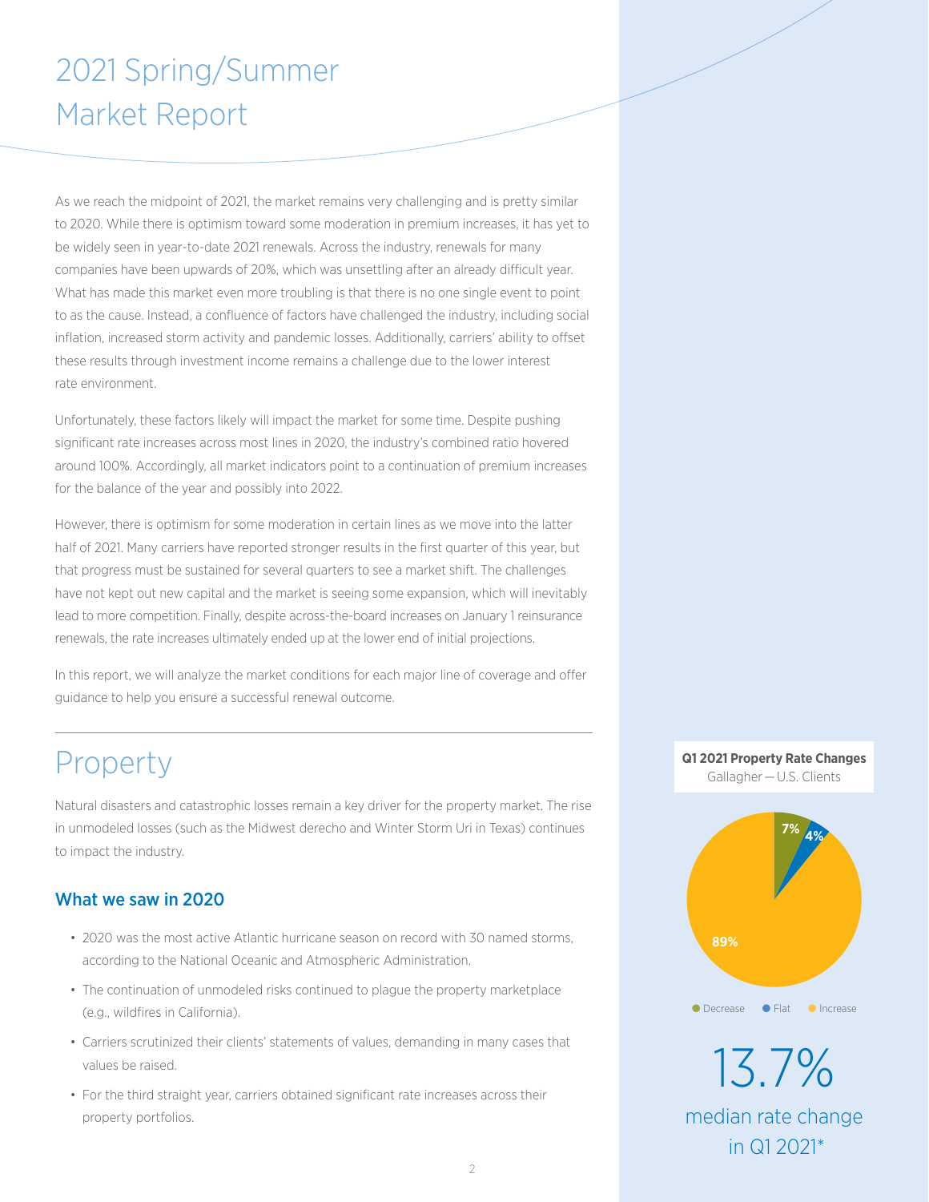# 2021 Spring/Summer Market Report

As we reach the midpoint of 2021, the market remains very challenging and is pretty similar to 2020. While there is optimism toward some moderation in premium increases, it has yet to be widely seen in year-to-date 2021 renewals. Across the industry, renewals for many companies have been upwards of 20%, which was unsettling after an already difficult year. What has made this market even more troubling is that there is no one single event to point to as the cause. Instead, a confluence of factors have challenged the industry, including social inflation, increased storm activity and pandemic losses. Additionally, carriers' ability to offset these results through investment income remains a challenge due to the lower interest rate environment.

Unfortunately, these factors likely will impact the market for some time. Despite pushing significant rate increases across most lines in 2020, the industry's combined ratio hovered around 100%. Accordingly, all market indicators point to a continuation of premium increases for the balance of the year and possibly into 2022.

However, there is optimism for some moderation in certain lines as we move into the latter half of 2021. Many carriers have reported stronger results in the first quarter of this year, but that progress must be sustained for several quarters to see a market shift. The challenges have not kept out new capital and the market is seeing some expansion, which will inevitably lead to more competition. Finally, despite across-the-board increases on January 1 reinsurance renewals, the rate increases ultimately ended up at the lower end of initial projections.

In this report, we will analyze the market conditions for each major line of coverage and offer guidance to help you ensure a successful renewal outcome.

## Property

Natural disasters and catastrophic losses remain a key driver for the property market. The rise in unmodeled losses (such as the Midwest derecho and Winter Storm Uri in Texas) continues to impact the industry.

### What we saw in 2020

- 2020 was the most active Atlantic hurricane season on record with 30 named storms, according to the National Oceanic and Atmospheric Administration.
- The continuation of unmodeled risks continued to plague the property marketplace (e.g., wildfires in California).
- Carriers scrutinized their clients' statements of values, demanding in many cases that values be raised.
- For the third straight year, carriers obtained significant rate increases across their property portfolios.

**Q1 2021 Property Rate Changes**
Gallagher — U.S. Clients

| Decrease | Flat | Increase |
| --- | --- | --- |
| 7% | 4% | 89% |

13.7%
median rate change in Q1 2021*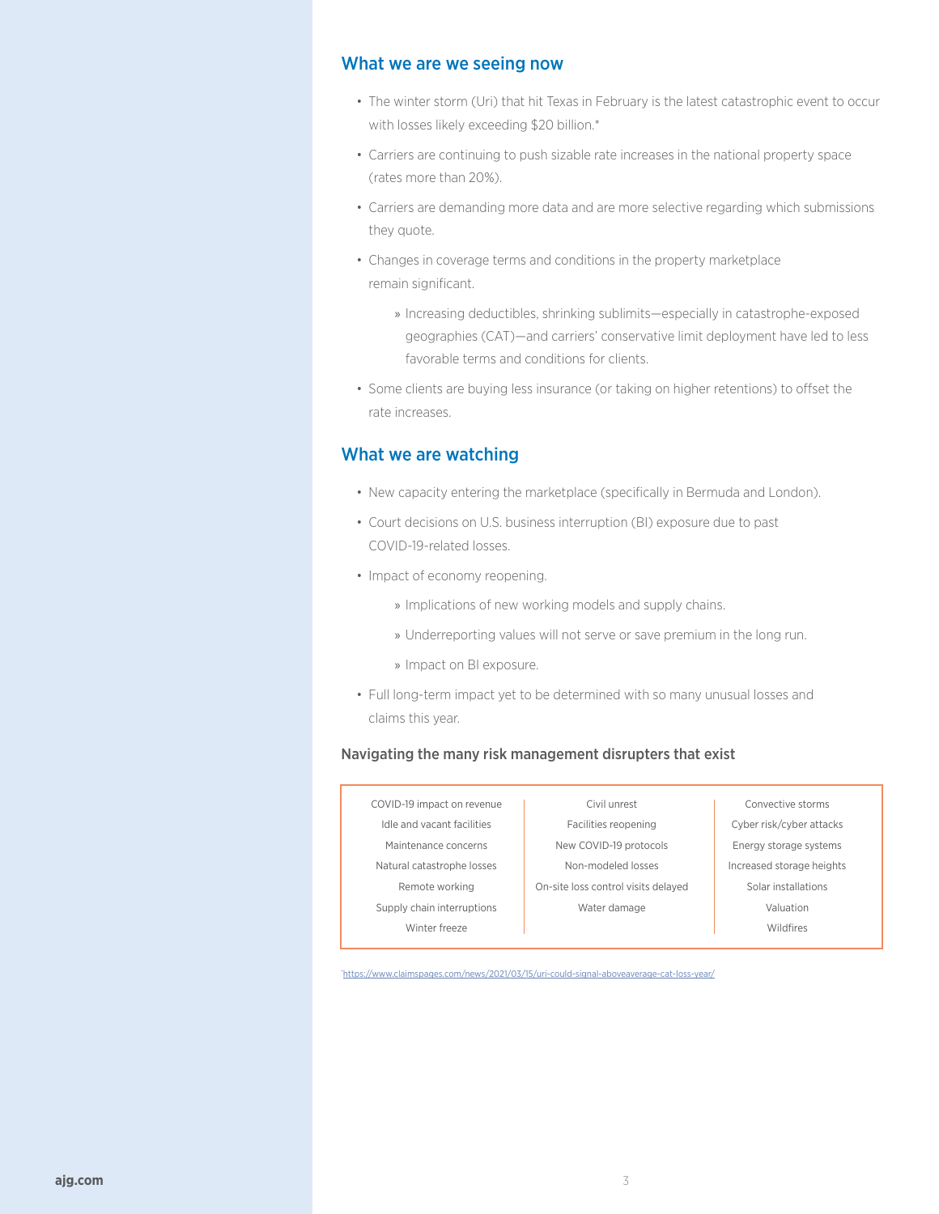## What we are we seeing now

- The winter storm (Uri) that hit Texas in February is the latest catastrophic event to occur with losses likely exceeding $20 billion.*
- Carriers are continuing to push sizable rate increases in the national property space (rates more than 20%).
- Carriers are demanding more data and are more selective regarding which submissions they quote.
- Changes in coverage terms and conditions in the property marketplace remain significant.
  - Increasing deductibles, shrinking sublimits—especially in catastrophe-exposed geographies (CAT)—and carriers' conservative limit deployment have led to less favorable terms and conditions for clients.
- Some clients are buying less insurance (or taking on higher retentions) to offset the rate increases.

## What we are watching

- New capacity entering the marketplace (specifically in Bermuda and London).
- Court decisions on U.S. business interruption (BI) exposure due to past COVID-19-related losses.
- Impact of economy reopening.
  - Implications of new working models and supply chains.
  - Underreporting values will not serve or save premium in the long run.
  - Impact on BI exposure.
- Full long-term impact yet to be determined with so many unusual losses and claims this year.

### Navigating the many risk management disrupters that exist

| | | |
|---|---|---|
| COVID-19 impact on revenue | Civil unrest | Convective storms |
| Idle and vacant facilities | Facilities reopening | Cyber risk/cyber attacks |
| Maintenance concerns | New COVID-19 protocols | Energy storage systems |
| Natural catastrophe losses | Non-modeled losses | Increased storage heights |
| Remote working | On-site loss control visits delayed | Solar installations |
| Supply chain interruptions | Water damage | Valuation |
| Winter freeze | | Wildfires |

*https://www.claimspages.com/news/2021/03/15/uri-could-signal-aboveaverage-cat-loss-year/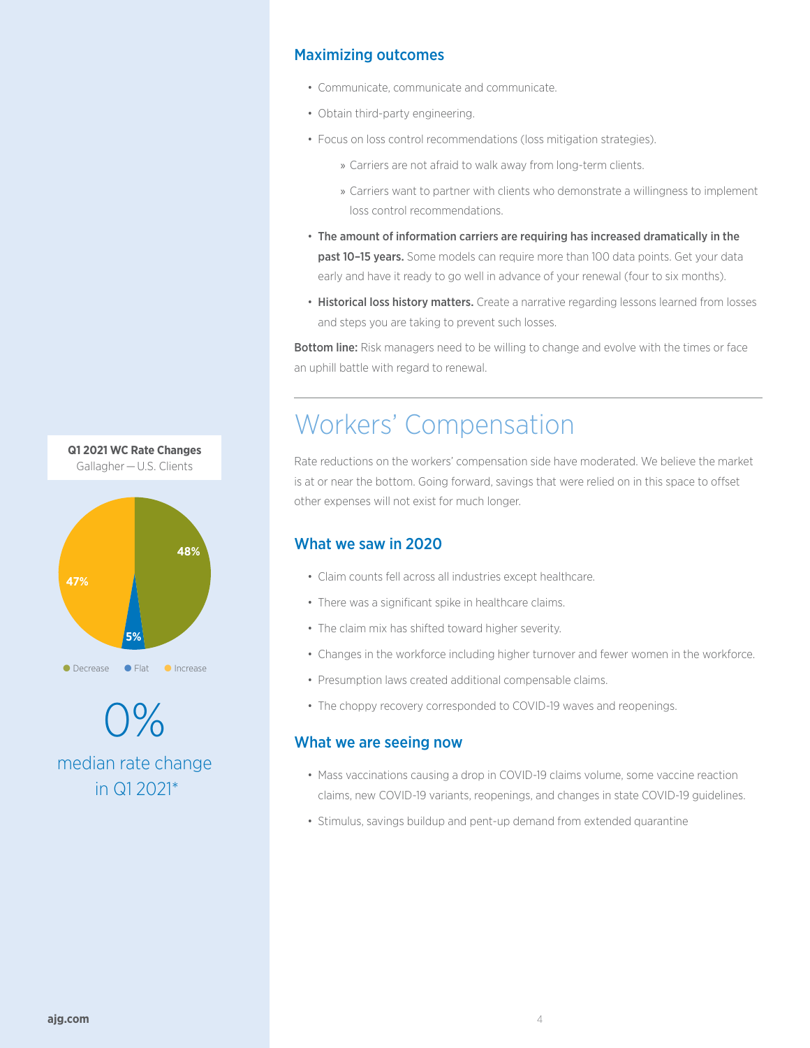### Maximizing outcomes

- Communicate, communicate and communicate.
- Obtain third-party engineering.
- Focus on loss control recommendations (loss mitigation strategies).
  - Carriers are not afraid to walk away from long-term clients.
  - Carriers want to partner with clients who demonstrate a willingness to implement loss control recommendations.
- **The amount of information carriers are requiring has increased dramatically in the past 10–15 years.** Some models can require more than 100 data points. Get your data early and have it ready to go well in advance of your renewal (four to six months).
- **Historical loss history matters.** Create a narrative regarding lessons learned from losses and steps you are taking to prevent such losses.

**Bottom line:** Risk managers need to be willing to change and evolve with the times or face an uphill battle with regard to renewal.

---

# Workers' Compensation

Rate reductions on the workers' compensation side have moderated. We believe the market is at or near the bottom. Going forward, savings that were relied on in this space to offset other expenses will not exist for much longer.

**Q1 2021 WC Rate Changes**
Gallagher — U.S. Clients

| Decrease | Flat | Increase |
|---|---|---|
| 48% | 5% | 47% |

0%
median rate change in Q1 2021*

### What we saw in 2020

- Claim counts fell across all industries except healthcare.
- There was a significant spike in healthcare claims.
- The claim mix has shifted toward higher severity.
- Changes in the workforce including higher turnover and fewer women in the workforce.
- Presumption laws created additional compensable claims.
- The choppy recovery corresponded to COVID-19 waves and reopenings.

### What we are seeing now

- Mass vaccinations causing a drop in COVID-19 claims volume, some vaccine reaction claims, new COVID-19 variants, reopenings, and changes in state COVID-19 guidelines.
- Stimulus, savings buildup and pent-up demand from extended quarantine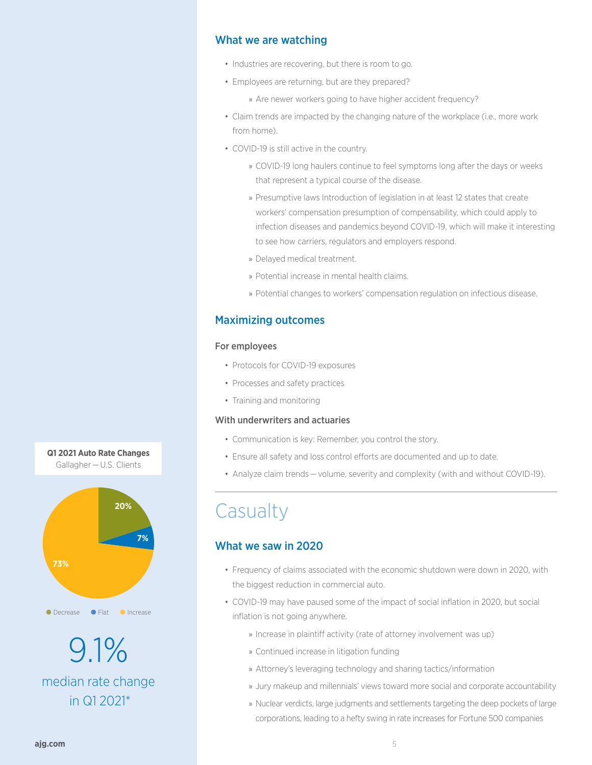## What we are watching

- Industries are recovering, but there is room to go.
- Employees are returning, but are they prepared?
  - » Are newer workers going to have higher accident frequency?
- Claim trends are impacted by the changing nature of the workplace (i.e., more work from home).
- COVID-19 is still active in the country.
  - » COVID-19 long haulers continue to feel symptoms long after the days or weeks that represent a typical course of the disease.
  - » Presumptive laws Introduction of legislation in at least 12 states that create workers' compensation presumption of compensability, which could apply to infection diseases and pandemics beyond COVID-19, which will make it interesting to see how carriers, regulators and employers respond.
  - » Delayed medical treatment.
  - » Potential increase in mental health claims.
  - » Potential changes to workers' compensation regulation on infectious disease.

## Maximizing outcomes

### For employees

- Protocols for COVID-19 exposures
- Processes and safety practices
- Training and monitoring

### With underwriters and actuaries

- Communication is key: Remember, you control the story.
- Ensure all safety and loss control efforts are documented and up to date.
- Analyze claim trends — volume, severity and complexity (with and without COVID-19).

# Casualty

## What we saw in 2020

- Frequency of claims associated with the economic shutdown were down in 2020, with the biggest reduction in commercial auto.
- COVID-19 may have paused some of the impact of social inflation in 2020, but social inflation is not going anywhere.
  - » Increase in plaintiff activity (rate of attorney involvement was up)
  - » Continued increase in litigation funding
  - » Attorney's leveraging technology and sharing tactics/information
  - » Jury makeup and millennials' views toward more social and corporate accountability
  - » Nuclear verdicts, large judgments and settlements targeting the deep pockets of large corporations, leading to a hefty swing in rate increases for Fortune 500 companies

**Q1 2021 Auto Rate Changes**
Gallagher — U.S. Clients

| Decrease | Flat | Increase |
|---|---|---|
| 20% | 7% | 73% |

9.1%
median rate change in Q1 2021*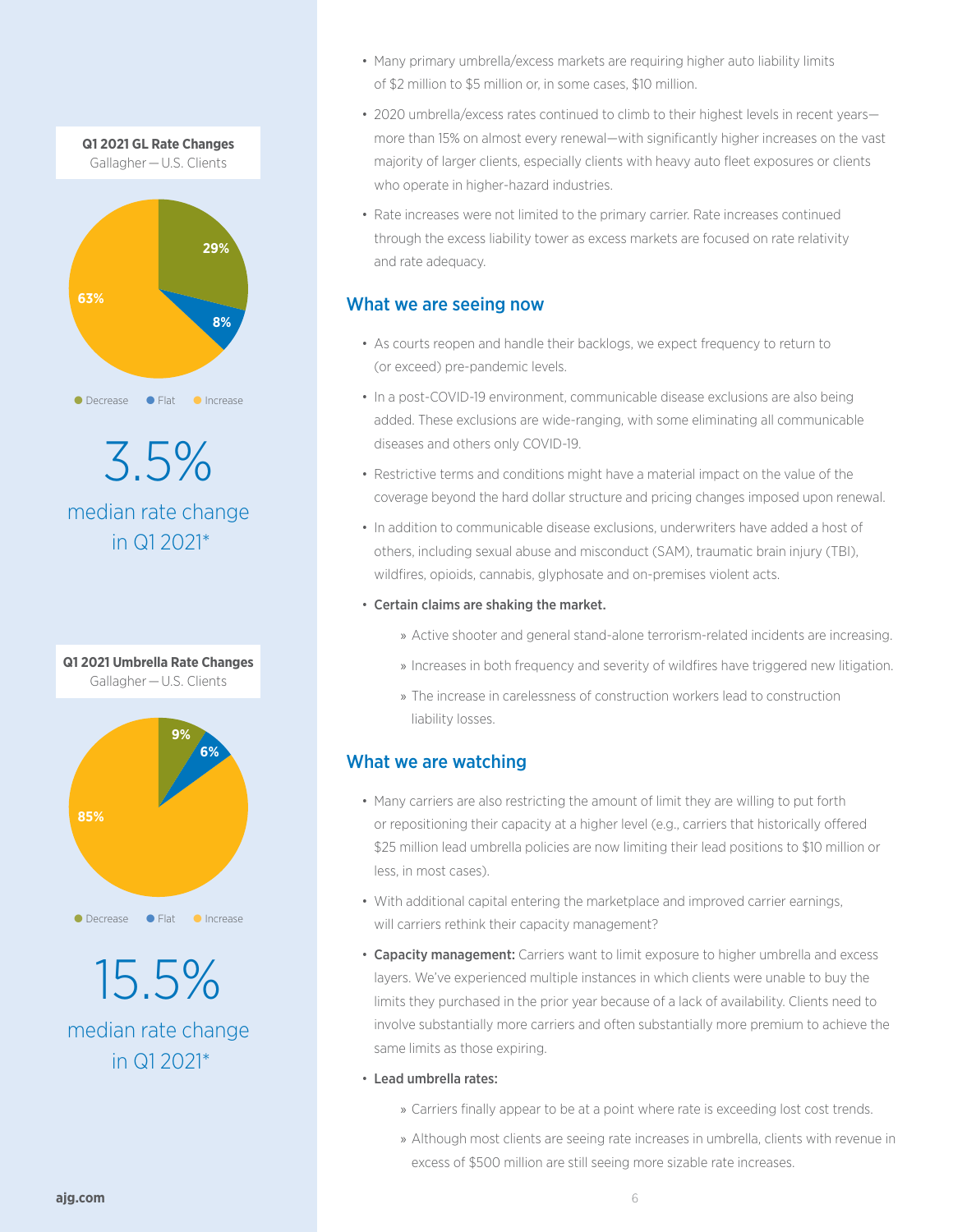**Q1 2021 GL Rate Changes**
Gallagher — U.S. Clients

| Decrease | Flat | Increase |
|---|---|---|
| 29% | 8% | 63% |

3.5% median rate change in Q1 2021*

**Q1 2021 Umbrella Rate Changes**
Gallagher — U.S. Clients

| Decrease | Flat | Increase |
|---|---|---|
| 9% | 6% | 85% |

15.5% median rate change in Q1 2021*

- Many primary umbrella/excess markets are requiring higher auto liability limits of $2 million to $5 million or, in some cases, $10 million.
- 2020 umbrella/excess rates continued to climb to their highest levels in recent years—more than 15% on almost every renewal—with significantly higher increases on the vast majority of larger clients, especially clients with heavy auto fleet exposures or clients who operate in higher-hazard industries.
- Rate increases were not limited to the primary carrier. Rate increases continued through the excess liability tower as excess markets are focused on rate relativity and rate adequacy.

## What we are seeing now

- As courts reopen and handle their backlogs, we expect frequency to return to (or exceed) pre-pandemic levels.
- In a post-COVID-19 environment, communicable disease exclusions are also being added. These exclusions are wide-ranging, with some eliminating all communicable diseases and others only COVID-19.
- Restrictive terms and conditions might have a material impact on the value of the coverage beyond the hard dollar structure and pricing changes imposed upon renewal.
- In addition to communicable disease exclusions, underwriters have added a host of others, including sexual abuse and misconduct (SAM), traumatic brain injury (TBI), wildfires, opioids, cannabis, glyphosate and on-premises violent acts.
- **Certain claims are shaking the market.**
  - Active shooter and general stand-alone terrorism-related incidents are increasing.
  - Increases in both frequency and severity of wildfires have triggered new litigation.
  - The increase in carelessness of construction workers lead to construction liability losses.

## What we are watching

- Many carriers are also restricting the amount of limit they are willing to put forth or repositioning their capacity at a higher level (e.g., carriers that historically offered $25 million lead umbrella policies are now limiting their lead positions to $10 million or less, in most cases).
- With additional capital entering the marketplace and improved carrier earnings, will carriers rethink their capacity management?
- **Capacity management:** Carriers want to limit exposure to higher umbrella and excess layers. We've experienced multiple instances in which clients were unable to buy the limits they purchased in the prior year because of a lack of availability. Clients need to involve substantially more carriers and often substantially more premium to achieve the same limits as those expiring.
- **Lead umbrella rates:**
  - Carriers finally appear to be at a point where rate is exceeding lost cost trends.
  - Although most clients are seeing rate increases in umbrella, clients with revenue in excess of $500 million are still seeing more sizable rate increases.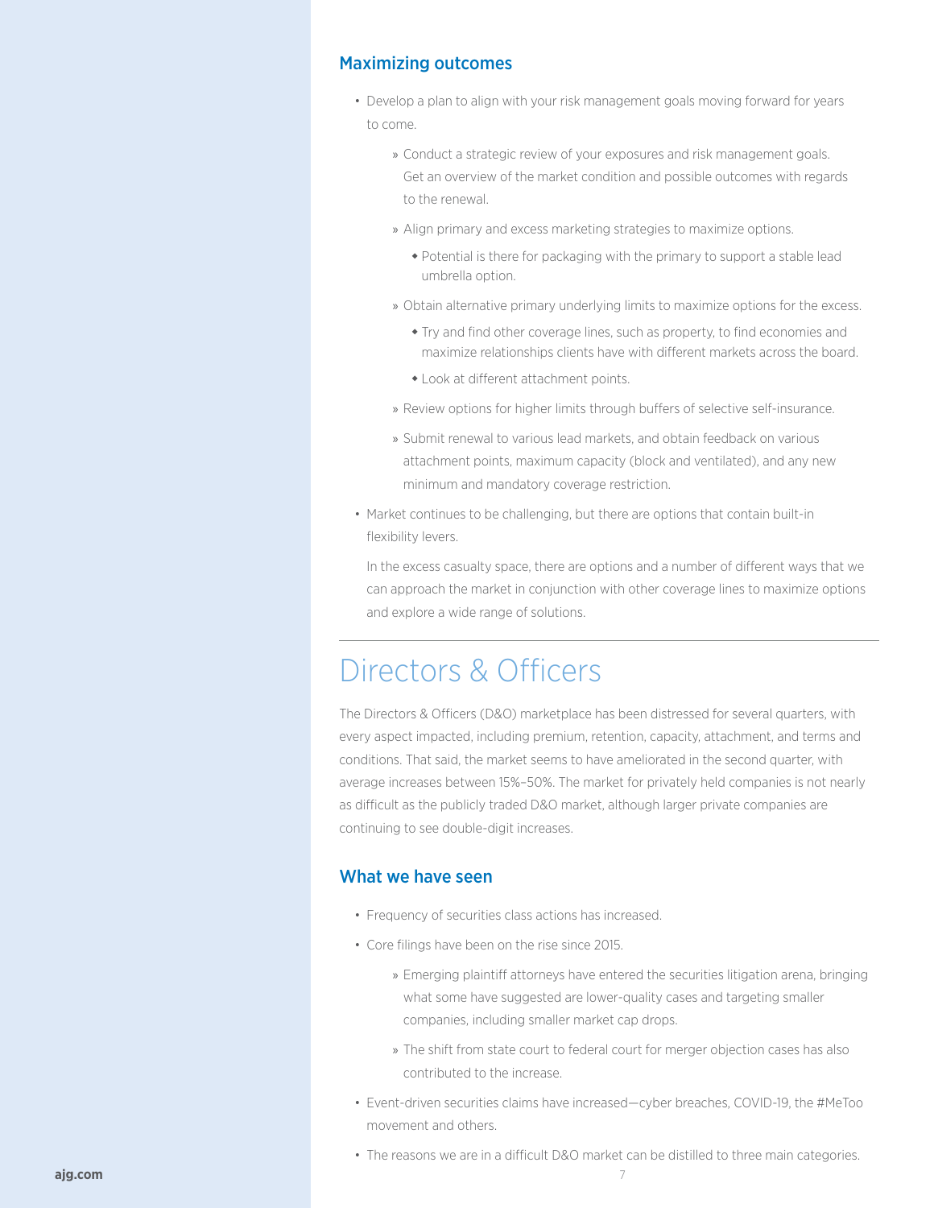### Maximizing outcomes

- Develop a plan to align with your risk management goals moving forward for years to come.
  - Conduct a strategic review of your exposures and risk management goals. Get an overview of the market condition and possible outcomes with regards to the renewal.
  - Align primary and excess marketing strategies to maximize options.
    - Potential is there for packaging with the primary to support a stable lead umbrella option.
  - Obtain alternative primary underlying limits to maximize options for the excess.
    - Try and find other coverage lines, such as property, to find economies and maximize relationships clients have with different markets across the board.
    - Look at different attachment points.
  - Review options for higher limits through buffers of selective self-insurance.
  - Submit renewal to various lead markets, and obtain feedback on various attachment points, maximum capacity (block and ventilated), and any new minimum and mandatory coverage restriction.
- Market continues to be challenging, but there are options that contain built-in flexibility levers.

  In the excess casualty space, there are options and a number of different ways that we can approach the market in conjunction with other coverage lines to maximize options and explore a wide range of solutions.

---

## Directors & Officers

The Directors & Officers (D&O) marketplace has been distressed for several quarters, with every aspect impacted, including premium, retention, capacity, attachment, and terms and conditions. That said, the market seems to have ameliorated in the second quarter, with average increases between 15%–50%. The market for privately held companies is not nearly as difficult as the publicly traded D&O market, although larger private companies are continuing to see double-digit increases.

### What we have seen

- Frequency of securities class actions has increased.
- Core filings have been on the rise since 2015.
  - Emerging plaintiff attorneys have entered the securities litigation arena, bringing what some have suggested are lower-quality cases and targeting smaller companies, including smaller market cap drops.
  - The shift from state court to federal court for merger objection cases has also contributed to the increase.
- Event-driven securities claims have increased—cyber breaches, COVID-19, the #MeToo movement and others.
- The reasons we are in a difficult D&O market can be distilled to three main categories.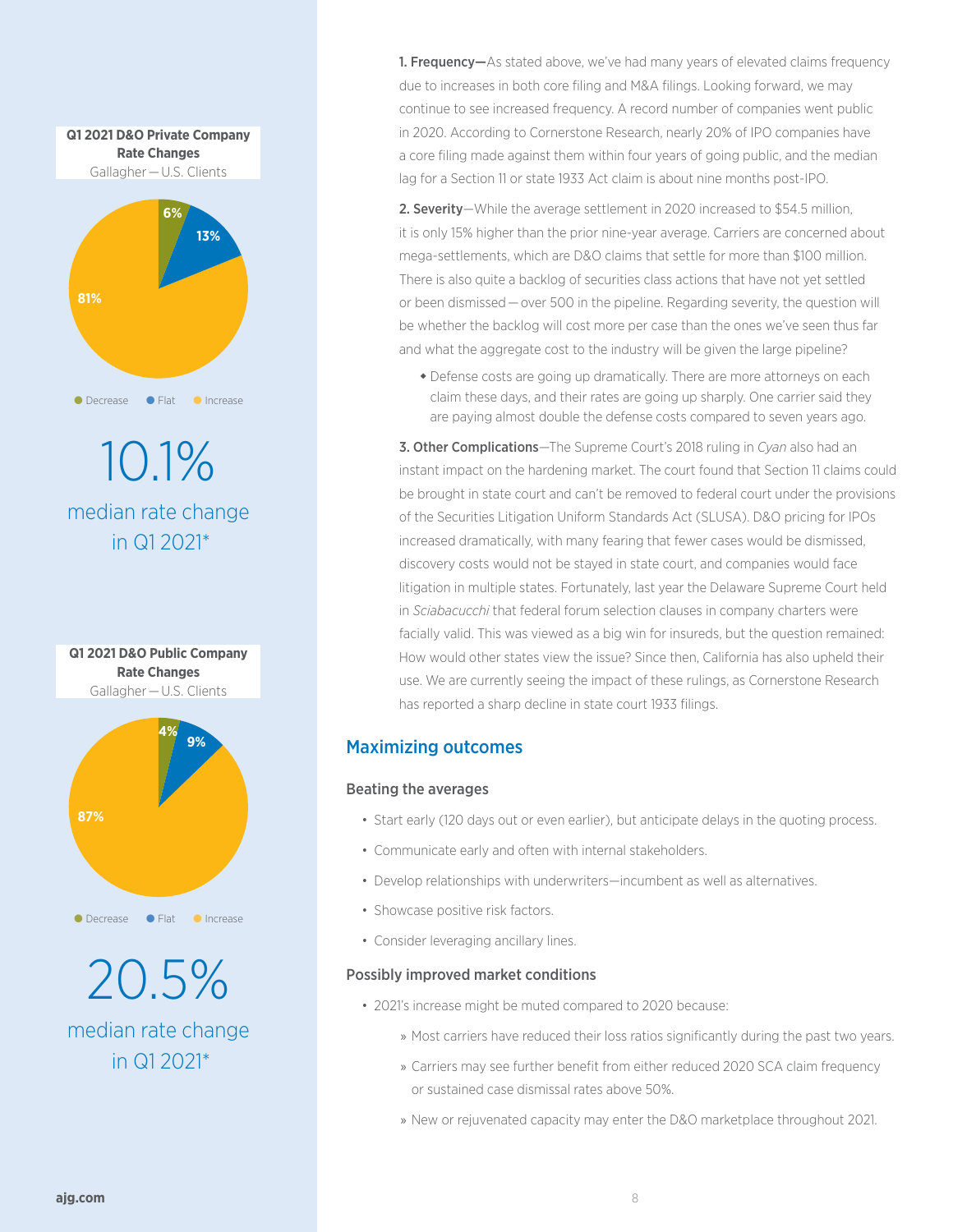**Q1 2021 D&O Private Company Rate Changes**
Gallagher — U.S. Clients

| Decrease | Flat | Increase |
|---|---|---|
| 6% | 13% | 81% |

10.1%

median rate change in Q1 2021*

**Q1 2021 D&O Public Company Rate Changes**
Gallagher — U.S. Clients

| Decrease | Flat | Increase |
|---|---|---|
| 4% | 9% | 87% |

20.5%

median rate change in Q1 2021*

**1. Frequency—**As stated above, we've had many years of elevated claims frequency due to increases in both core filing and M&A filings. Looking forward, we may continue to see increased frequency. A record number of companies went public in 2020. According to Cornerstone Research, nearly 20% of IPO companies have a core filing made against them within four years of going public, and the median lag for a Section 11 or state 1933 Act claim is about nine months post-IPO.

**2. Severity**—While the average settlement in 2020 increased to $54.5 million, it is only 15% higher than the prior nine-year average. Carriers are concerned about mega-settlements, which are D&O claims that settle for more than $100 million. There is also quite a backlog of securities class actions that have not yet settled or been dismissed — over 500 in the pipeline. Regarding severity, the question will be whether the backlog will cost more per case than the ones we've seen thus far and what the aggregate cost to the industry will be given the large pipeline?

- Defense costs are going up dramatically. There are more attorneys on each claim these days, and their rates are going up sharply. One carrier said they are paying almost double the defense costs compared to seven years ago.

**3. Other Complications**—The Supreme Court's 2018 ruling in *Cyan* also had an instant impact on the hardening market. The court found that Section 11 claims could be brought in state court and can't be removed to federal court under the provisions of the Securities Litigation Uniform Standards Act (SLUSA). D&O pricing for IPOs increased dramatically, with many fearing that fewer cases would be dismissed, discovery costs would not be stayed in state court, and companies would face litigation in multiple states. Fortunately, last year the Delaware Supreme Court held in *Sciabacucchi* that federal forum selection clauses in company charters were facially valid. This was viewed as a big win for insureds, but the question remained: How would other states view the issue? Since then, California has also upheld their use. We are currently seeing the impact of these rulings, as Cornerstone Research has reported a sharp decline in state court 1933 filings.

## Maximizing outcomes

### Beating the averages

- Start early (120 days out or even earlier), but anticipate delays in the quoting process.
- Communicate early and often with internal stakeholders.
- Develop relationships with underwriters—incumbent as well as alternatives.
- Showcase positive risk factors.
- Consider leveraging ancillary lines.

### Possibly improved market conditions

- 2021's increase might be muted compared to 2020 because:
  - Most carriers have reduced their loss ratios significantly during the past two years.
  - Carriers may see further benefit from either reduced 2020 SCA claim frequency or sustained case dismissal rates above 50%.
  - New or rejuvenated capacity may enter the D&O marketplace throughout 2021.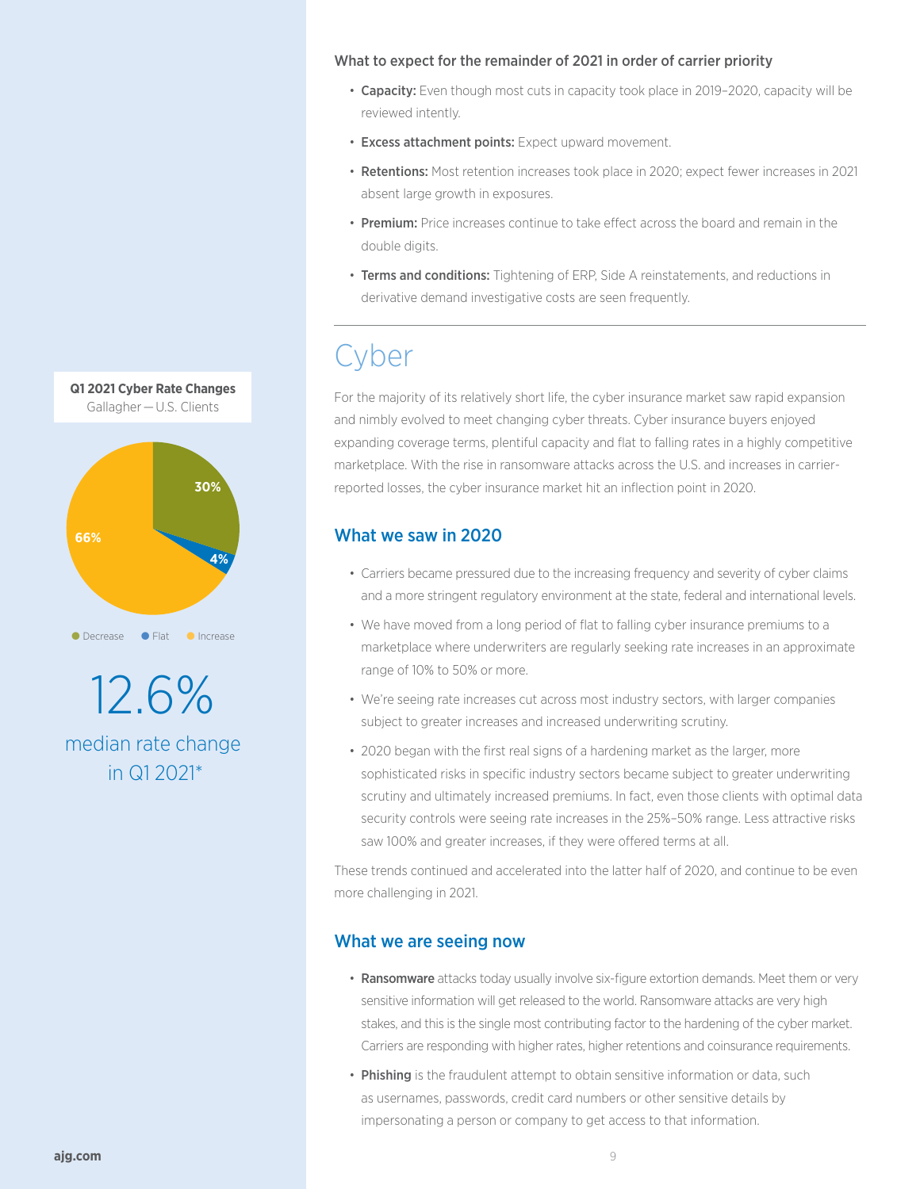### What to expect for the remainder of 2021 in order of carrier priority

- **Capacity:** Even though most cuts in capacity took place in 2019–2020, capacity will be reviewed intently.
- **Excess attachment points:** Expect upward movement.
- **Retentions:** Most retention increases took place in 2020; expect fewer increases in 2021 absent large growth in exposures.
- **Premium:** Price increases continue to take effect across the board and remain in the double digits.
- **Terms and conditions:** Tightening of ERP, Side A reinstatements, and reductions in derivative demand investigative costs are seen frequently.

---

# Cyber

For the majority of its relatively short life, the cyber insurance market saw rapid expansion and nimbly evolved to meet changing cyber threats. Cyber insurance buyers enjoyed expanding coverage terms, plentiful capacity and flat to falling rates in a highly competitive marketplace. With the rise in ransomware attacks across the U.S. and increases in carrier-reported losses, the cyber insurance market hit an inflection point in 2020.

**Q1 2021 Cyber Rate Changes**
Gallagher — U.S. Clients

| Decrease | Flat | Increase |
|---|---|---|
| 30% | 4% | 66% |

**12.6%**
median rate change in Q1 2021*

## What we saw in 2020

- Carriers became pressured due to the increasing frequency and severity of cyber claims and a more stringent regulatory environment at the state, federal and international levels.
- We have moved from a long period of flat to falling cyber insurance premiums to a marketplace where underwriters are regularly seeking rate increases in an approximate range of 10% to 50% or more.
- We're seeing rate increases cut across most industry sectors, with larger companies subject to greater increases and increased underwriting scrutiny.
- 2020 began with the first real signs of a hardening market as the larger, more sophisticated risks in specific industry sectors became subject to greater underwriting scrutiny and ultimately increased premiums. In fact, even those clients with optimal data security controls were seeing rate increases in the 25%–50% range. Less attractive risks saw 100% and greater increases, if they were offered terms at all.

These trends continued and accelerated into the latter half of 2020, and continue to be even more challenging in 2021.

## What we are seeing now

- **Ransomware** attacks today usually involve six-figure extortion demands. Meet them or very sensitive information will get released to the world. Ransomware attacks are very high stakes, and this is the single most contributing factor to the hardening of the cyber market. Carriers are responding with higher rates, higher retentions and coinsurance requirements.
- **Phishing** is the fraudulent attempt to obtain sensitive information or data, such as usernames, passwords, credit card numbers or other sensitive details by impersonating a person or company to get access to that information.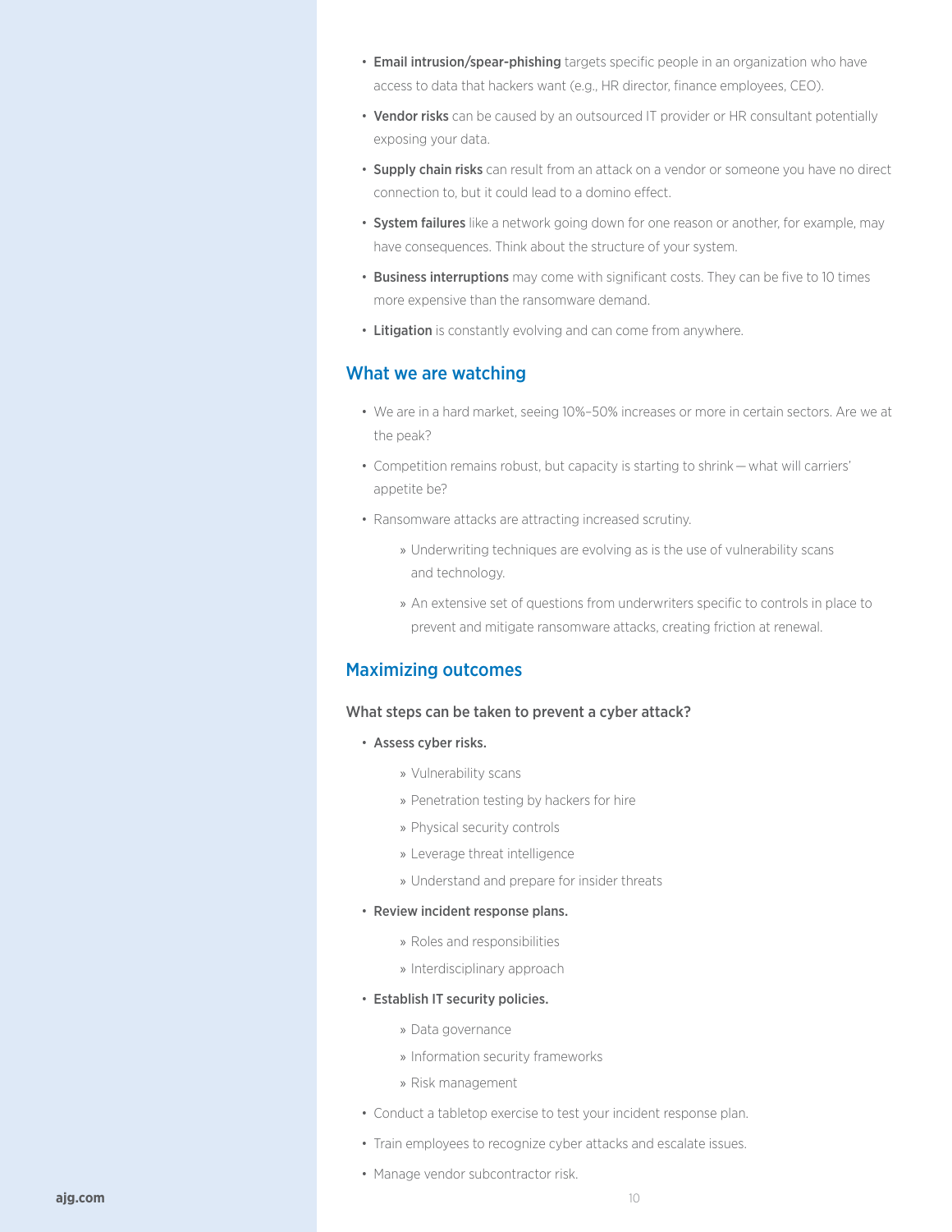- **Email intrusion/spear-phishing** targets specific people in an organization who have access to data that hackers want (e.g., HR director, finance employees, CEO).
- **Vendor risks** can be caused by an outsourced IT provider or HR consultant potentially exposing your data.
- **Supply chain risks** can result from an attack on a vendor or someone you have no direct connection to, but it could lead to a domino effect.
- **System failures** like a network going down for one reason or another, for example, may have consequences. Think about the structure of your system.
- **Business interruptions** may come with significant costs. They can be five to 10 times more expensive than the ransomware demand.
- **Litigation** is constantly evolving and can come from anywhere.

## What we are watching

- We are in a hard market, seeing 10%–50% increases or more in certain sectors. Are we at the peak?
- Competition remains robust, but capacity is starting to shrink — what will carriers' appetite be?
- Ransomware attacks are attracting increased scrutiny.
  - Underwriting techniques are evolving as is the use of vulnerability scans and technology.
  - An extensive set of questions from underwriters specific to controls in place to prevent and mitigate ransomware attacks, creating friction at renewal.

## Maximizing outcomes

### What steps can be taken to prevent a cyber attack?

- **Assess cyber risks.**
  - Vulnerability scans
  - Penetration testing by hackers for hire
  - Physical security controls
  - Leverage threat intelligence
  - Understand and prepare for insider threats
- **Review incident response plans.**
  - Roles and responsibilities
  - Interdisciplinary approach
- **Establish IT security policies.**
  - Data governance
  - Information security frameworks
  - Risk management
- Conduct a tabletop exercise to test your incident response plan.
- Train employees to recognize cyber attacks and escalate issues.
- Manage vendor subcontractor risk.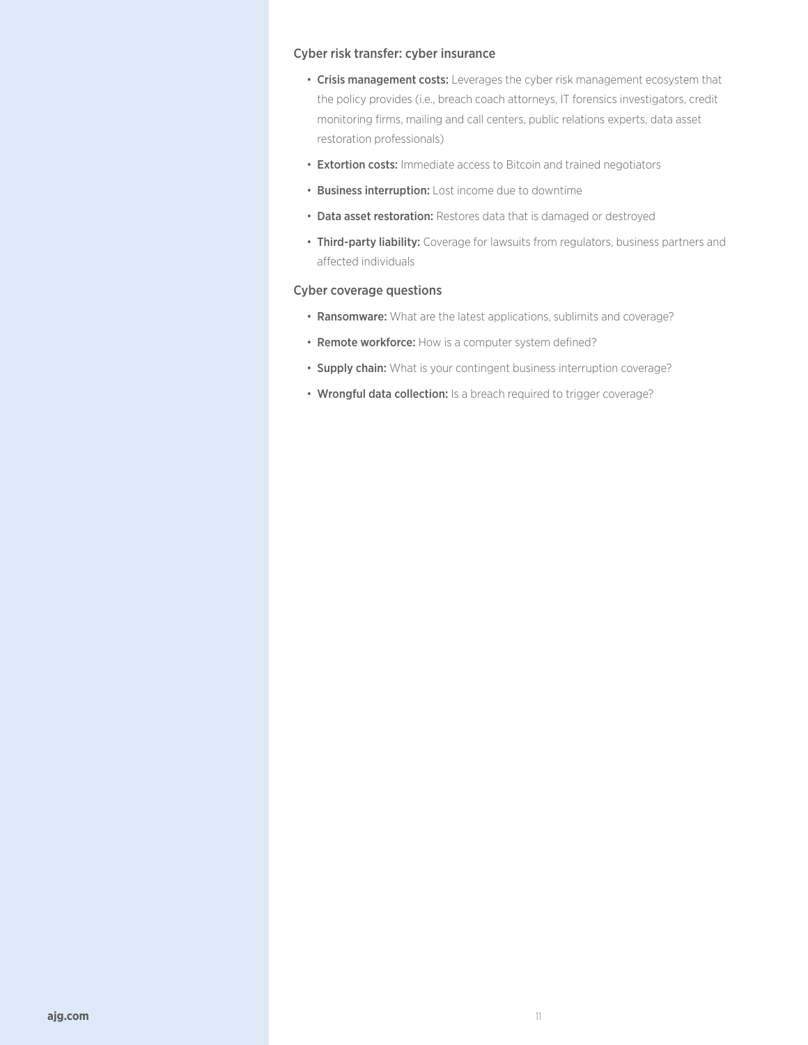### Cyber risk transfer: cyber insurance

- **Crisis management costs:** Leverages the cyber risk management ecosystem that the policy provides (i.e., breach coach attorneys, IT forensics investigators, credit monitoring firms, mailing and call centers, public relations experts, data asset restoration professionals)
- **Extortion costs:** Immediate access to Bitcoin and trained negotiators
- **Business interruption:** Lost income due to downtime
- **Data asset restoration:** Restores data that is damaged or destroyed
- **Third-party liability:** Coverage for lawsuits from regulators, business partners and affected individuals

### Cyber coverage questions

- **Ransomware:** What are the latest applications, sublimits and coverage?
- **Remote workforce:** How is a computer system defined?
- **Supply chain:** What is your contingent business interruption coverage?
- **Wrongful data collection:** Is a breach required to trigger coverage?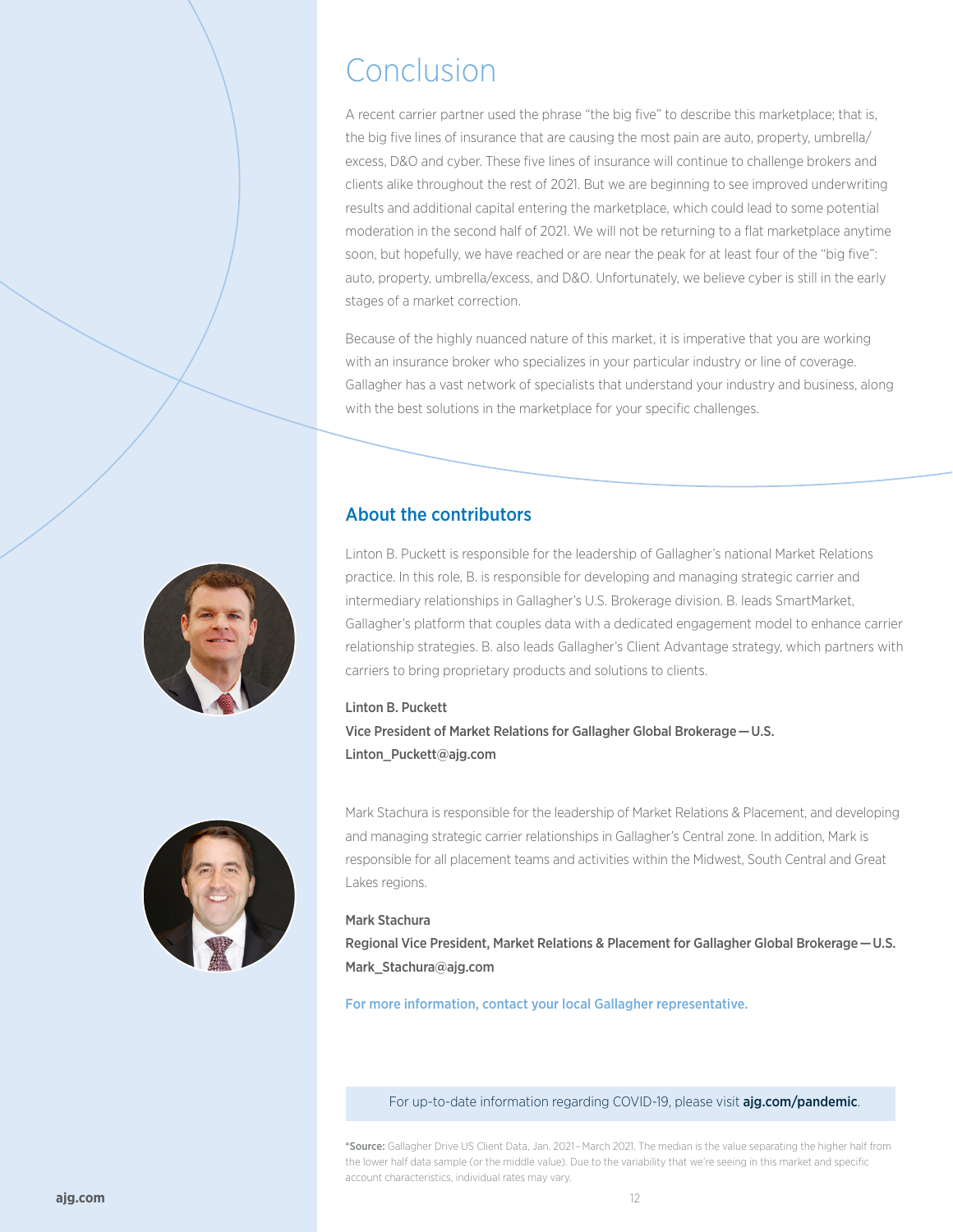# Conclusion

A recent carrier partner used the phrase "the big five" to describe this marketplace; that is, the big five lines of insurance that are causing the most pain are auto, property, umbrella/excess, D&O and cyber. These five lines of insurance will continue to challenge brokers and clients alike throughout the rest of 2021. But we are beginning to see improved underwriting results and additional capital entering the marketplace, which could lead to some potential moderation in the second half of 2021. We will not be returning to a flat marketplace anytime soon, but hopefully, we have reached or are near the peak for at least four of the "big five": auto, property, umbrella/excess, and D&O. Unfortunately, we believe cyber is still in the early stages of a market correction.

Because of the highly nuanced nature of this market, it is imperative that you are working with an insurance broker who specializes in your particular industry or line of coverage. Gallagher has a vast network of specialists that understand your industry and business, along with the best solutions in the marketplace for your specific challenges.

## About the contributors

Linton B. Puckett is responsible for the leadership of Gallagher's national Market Relations practice. In this role, B. is responsible for developing and managing strategic carrier and intermediary relationships in Gallagher's U.S. Brokerage division. B. leads SmartMarket, Gallagher's platform that couples data with a dedicated engagement model to enhance carrier relationship strategies. B. also leads Gallagher's Client Advantage strategy, which partners with carriers to bring proprietary products and solutions to clients.

**Linton B. Puckett**
**Vice President of Market Relations for Gallagher Global Brokerage—U.S.**
**Linton_Puckett@ajg.com**

Mark Stachura is responsible for the leadership of Market Relations & Placement, and developing and managing strategic carrier relationships in Gallagher's Central zone. In addition, Mark is responsible for all placement teams and activities within the Midwest, South Central and Great Lakes regions.

**Mark Stachura**
**Regional Vice President, Market Relations & Placement for Gallagher Global Brokerage—U.S.**
**Mark_Stachura@ajg.com**

**For more information, contact your local Gallagher representative.**

For up-to-date information regarding COVID-19, please visit **ajg.com/pandemic**.

***Source:** Gallagher Drive US Client Data, Jan. 2021 – March 2021. The median is the value separating the higher half from the lower half data sample (or the middle value). Due to the variability that we're seeing in this market and specific account characteristics, individual rates may vary.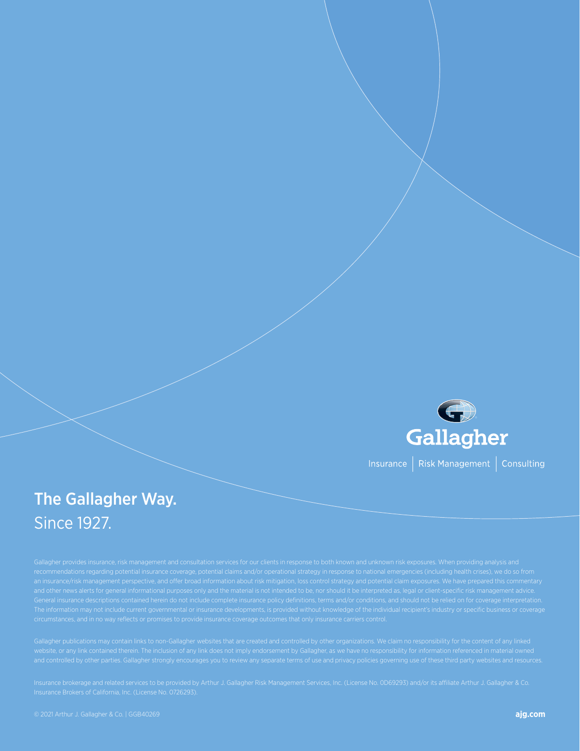Gallagher

Insurance | Risk Management | Consulting

## The Gallagher Way.
Since 1927.

Gallagher provides insurance, risk management and consultation services for our clients in response to both known and unknown risk exposures. When providing analysis and recommendations regarding potential insurance coverage, potential claims and/or operational strategy in response to national emergencies (including health crises), we do so from an insurance/risk management perspective, and offer broad information about risk mitigation, loss control strategy and potential claim exposures. We have prepared this commentary and other news alerts for general informational purposes only and the material is not intended to be, nor should it be interpreted as, legal or client-specific risk management advice. General insurance descriptions contained herein do not include complete insurance policy definitions, terms and/or conditions, and should not be relied on for coverage interpretation. The information may not include current governmental or insurance developments, is provided without knowledge of the individual recipient's industry or specific business or coverage circumstances, and in no way reflects or promises to provide insurance coverage outcomes that only insurance carriers control.

Gallagher publications may contain links to non-Gallagher websites that are created and controlled by other organizations. We claim no responsibility for the content of any linked website, or any link contained therein. The inclusion of any link does not imply endorsement by Gallagher, as we have no responsibility for information referenced in material owned and controlled by other parties. Gallagher strongly encourages you to review any separate terms of use and privacy policies governing use of these third party websites and resources.

Insurance brokerage and related services to be provided by Arthur J. Gallagher Risk Management Services, Inc. (License No. 0D69293) and/or its affiliate Arthur J. Gallagher & Co. Insurance Brokers of California, Inc. (License No. 0726293).

© 2021 Arthur J. Gallagher & Co. | GGB40269

**ajg.com**